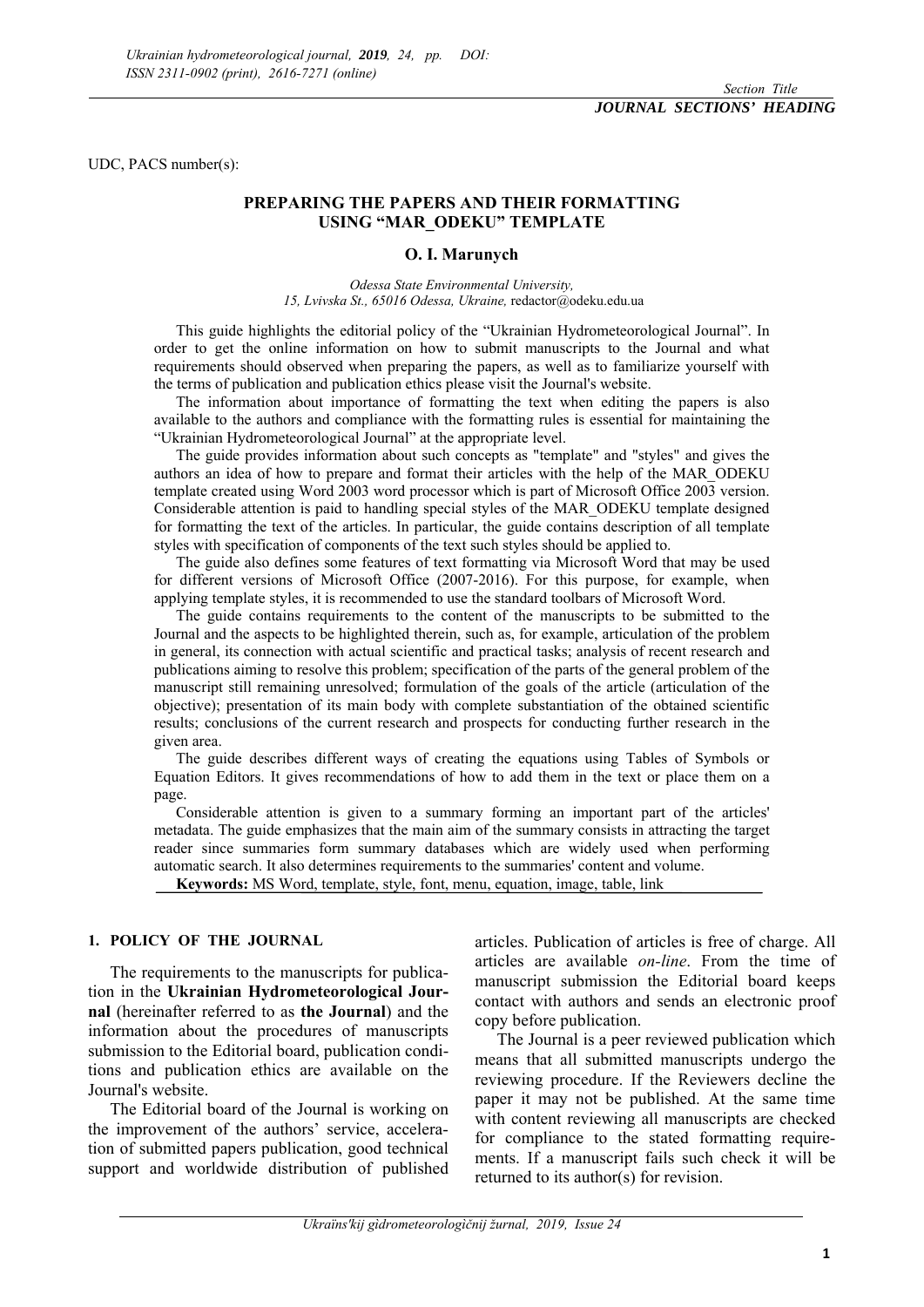UDC, PACS number(s):

# PREPARING THE PAPERS AND THEIR FORMATTING USING "MAR_ODEKU" TEMPLATE

**O. I. Marunych**

*Odessa State Environmental University,*
*15, Lvivska St., 65016 Odessa, Ukraine,* redactor@odeku.edu.ua

This guide highlights the editorial policy of the "Ukrainian Hydrometeorological Journal". In order to get the online information on how to submit manuscripts to the Journal and what requirements should observed when preparing the papers, as well as to familiarize yourself with the terms of publication and publication ethics please visit the Journal's website.

The information about importance of formatting the text when editing the papers is also available to the authors and compliance with the formatting rules is essential for maintaining the "Ukrainian Hydrometeorological Journal" at the appropriate level.

The guide provides information about such concepts as "template" and "styles" and gives the authors an idea of how to prepare and format their articles with the help of the MAR_ODEKU template created using Word 2003 word processor which is part of Microsoft Office 2003 version. Considerable attention is paid to handling special styles of the MAR_ODEKU template designed for formatting the text of the articles. In particular, the guide contains description of all template styles with specification of components of the text such styles should be applied to.

The guide also defines some features of text formatting via Microsoft Word that may be used for different versions of Microsoft Office (2007-2016). For this purpose, for example, when applying template styles, it is recommended to use the standard toolbars of Microsoft Word.

The guide contains requirements to the content of the manuscripts to be submitted to the Journal and the aspects to be highlighted therein, such as, for example, articulation of the problem in general, its connection with actual scientific and practical tasks; analysis of recent research and publications aiming to resolve this problem; specification of the parts of the general problem of the manuscript still remaining unresolved; formulation of the goals of the article (articulation of the objective); presentation of its main body with complete substantiation of the obtained scientific results; conclusions of the current research and prospects for conducting further research in the given area.

The guide describes different ways of creating the equations using Tables of Symbols or Equation Editors. It gives recommendations of how to add them in the text or place them on a page.

Considerable attention is given to a summary forming an important part of the articles' metadata. The guide emphasizes that the main aim of the summary consists in attracting the target reader since summaries form summary databases which are widely used when performing automatic search. It also determines requirements to the summaries' content and volume.

**Keywords:** MS Word, template, style, font, menu, equation, image, table, link

## 1. POLICY OF THE JOURNAL

The requirements to the manuscripts for publication in the **Ukrainian Hydrometeorological Journal** (hereinafter referred to as **the Journal**) and the information about the procedures of manuscripts submission to the Editorial board, publication conditions and publication ethics are available on the Journal's website.

The Editorial board of the Journal is working on the improvement of the authors' service, acceleration of submitted papers publication, good technical support and worldwide distribution of published articles. Publication of articles is free of charge. All articles are available *on-line*. From the time of manuscript submission the Editorial board keeps contact with authors and sends an electronic proof copy before publication.

The Journal is a peer reviewed publication which means that all submitted manuscripts undergo the reviewing procedure. If the Reviewers decline the paper it may not be published. At the same time with content reviewing all manuscripts are checked for compliance to the stated formatting requirements. If a manuscript fails such check it will be returned to its author(s) for revision.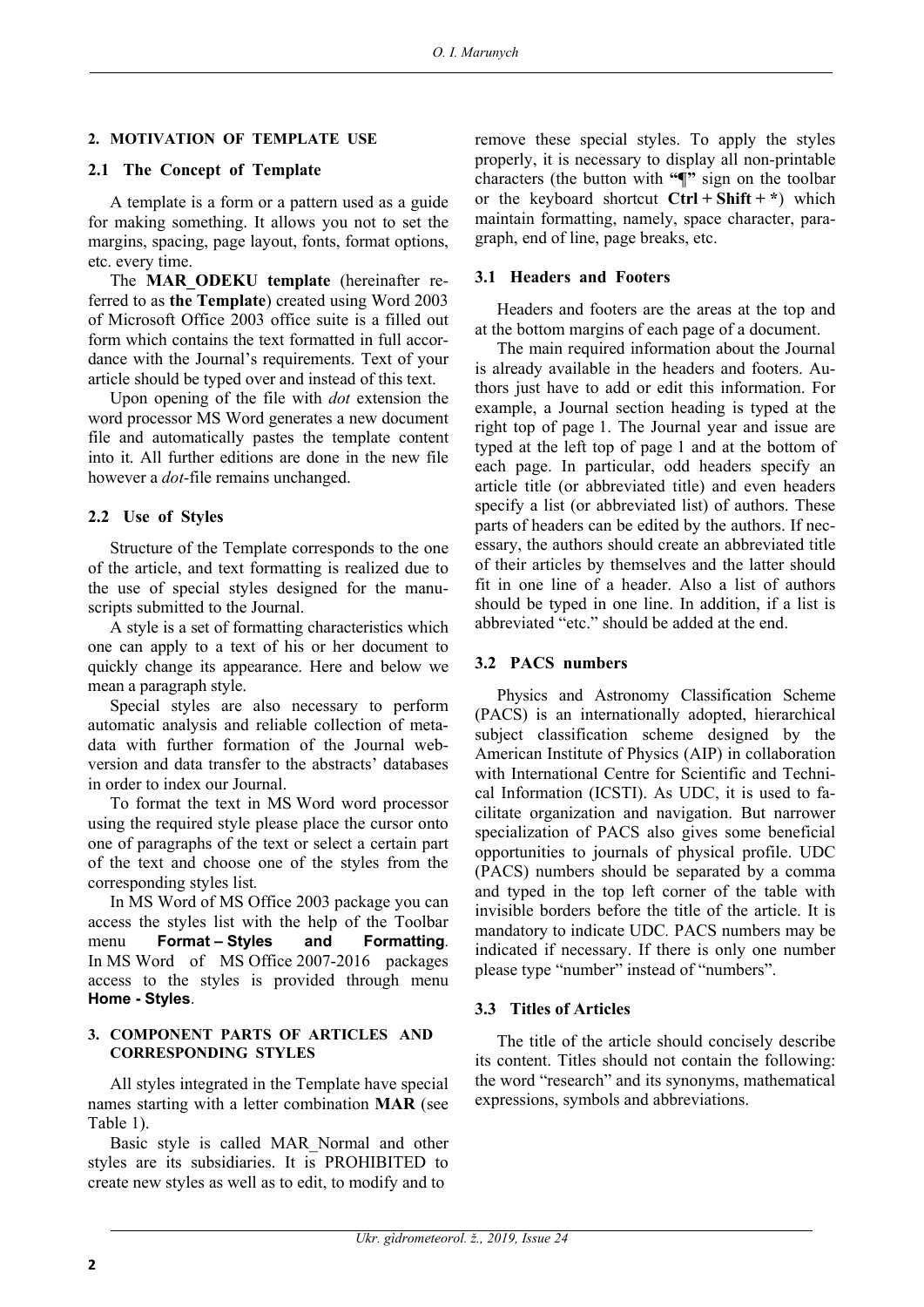## 2. MOTIVATION OF TEMPLATE USE

### 2.1 The Concept of Template

A template is a form or a pattern used as a guide for making something. It allows you not to set the margins, spacing, page layout, fonts, format options, etc. every time.

The **MAR_ODEKU template** (hereinafter referred to as **the Template**) created using Word 2003 of Microsoft Office 2003 office suite is a filled out form which contains the text formatted in full accordance with the Journal's requirements. Text of your article should be typed over and instead of this text.

Upon opening of the file with *dot* extension the word processor MS Word generates a new document file and automatically pastes the template content into it. All further editions are done in the new file however a *dot*-file remains unchanged.

### 2.2 Use of Styles

Structure of the Template corresponds to the one of the article, and text formatting is realized due to the use of special styles designed for the manuscripts submitted to the Journal.

A style is a set of formatting characteristics which one can apply to a text of his or her document to quickly change its appearance. Here and below we mean a paragraph style.

Special styles are also necessary to perform automatic analysis and reliable collection of metadata with further formation of the Journal web-version and data transfer to the abstracts' databases in order to index our Journal.

To format the text in MS Word word processor using the required style please place the cursor onto one of paragraphs of the text or select a certain part of the text and choose one of the styles from the corresponding styles list.

In MS Word of MS Office 2003 package you can access the styles list with the help of the Toolbar menu **Format – Styles and Formatting**. In MS Word of MS Office 2007-2016 packages access to the styles is provided through menu **Home - Styles**.

## 3. COMPONENT PARTS OF ARTICLES AND CORRESPONDING STYLES

All styles integrated in the Template have special names starting with a letter combination **MAR** (see Table 1).

Basic style is called MAR_Normal and other styles are its subsidiaries. It is PROHIBITED to create new styles as well as to edit, to modify and to remove these special styles. To apply the styles properly, it is necessary to display all non-printable characters (the button with **"¶"** sign on the toolbar or the keyboard shortcut **Ctrl + Shift + ***) which maintain formatting, namely, space character, paragraph, end of line, page breaks, etc.

### 3.1 Headers and Footers

Headers and footers are the areas at the top and at the bottom margins of each page of a document.

The main required information about the Journal is already available in the headers and footers. Authors just have to add or edit this information. For example, a Journal section heading is typed at the right top of page 1. The Journal year and issue are typed at the left top of page 1 and at the bottom of each page. In particular, odd headers specify an article title (or abbreviated title) and even headers specify a list (or abbreviated list) of authors. These parts of headers can be edited by the authors. If necessary, the authors should create an abbreviated title of their articles by themselves and the latter should fit in one line of a header. Also a list of authors should be typed in one line. In addition, if a list is abbreviated "etc." should be added at the end.

### 3.2 PACS numbers

Physics and Astronomy Classification Scheme (PACS) is an internationally adopted, hierarchical subject classification scheme designed by the American Institute of Physics (AIP) in collaboration with International Centre for Scientific and Technical Information (ICSTI). As UDC, it is used to facilitate organization and navigation. But narrower specialization of PACS also gives some beneficial opportunities to journals of physical profile. UDC (PACS) numbers should be separated by a comma and typed in the top left corner of the table with invisible borders before the title of the article. It is mandatory to indicate UDC. PACS numbers may be indicated if necessary. If there is only one number please type "number" instead of "numbers".

### 3.3 Titles of Articles

The title of the article should concisely describe its content. Titles should not contain the following: the word "research" and its synonyms, mathematical expressions, symbols and abbreviations.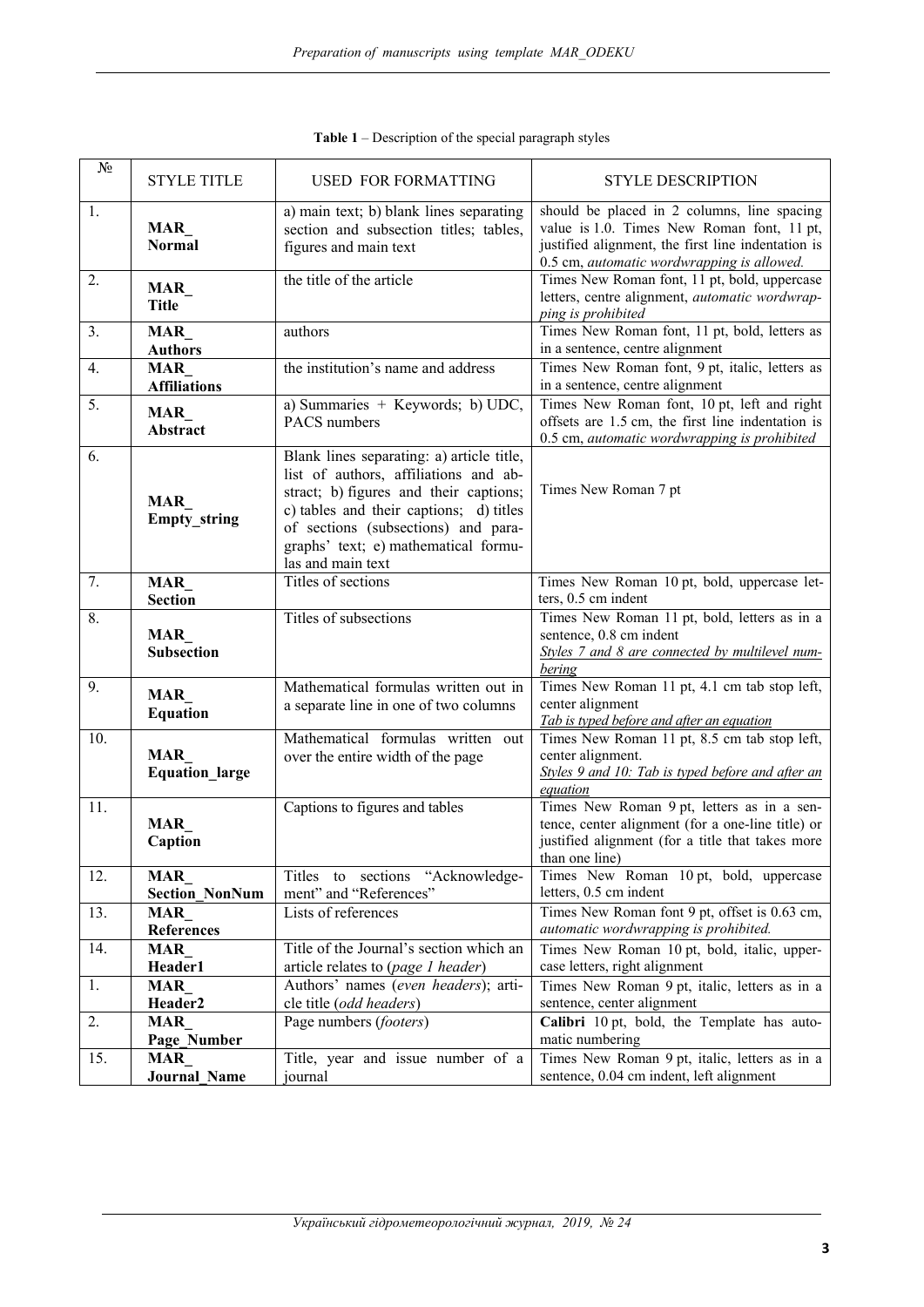**Table 1** – Description of the special paragraph styles

| № | STYLE TITLE | USED FOR FORMATTING | STYLE DESCRIPTION |
|---|---|---|---|
| 1. | **MAR_ Normal** | a) main text; b) blank lines separating section and subsection titles; tables, figures and main text | should be placed in 2 columns, line spacing value is 1.0. Times New Roman font, 11 pt, justified alignment, the first line indentation is 0.5 cm, *automatic wordwrapping is allowed.* |
| 2. | **MAR_ Title** | the title of the article | Times New Roman font, 11 pt, bold, uppercase letters, centre alignment, *automatic wordwrapping is prohibited* |
| 3. | **MAR_ Authors** | authors | Times New Roman font, 11 pt, bold, letters as in a sentence, centre alignment |
| 4. | **MAR_ Affiliations** | the institution's name and address | Times New Roman font, 9 pt, italic, letters as in a sentence, centre alignment |
| 5. | **MAR_ Abstract** | a) Summaries + Keywords; b) UDC, PACS numbers | Times New Roman font, 10 pt, left and right offsets are 1.5 cm, the first line indentation is 0.5 cm, *automatic wordwrapping is prohibited* |
| 6. | **MAR_ Empty_string** | Blank lines separating: a) article title, list of authors, affiliations and abstract; b) figures and their captions; c) tables and their captions; d) titles of sections (subsections) and paragraphs' text; e) mathematical formulas and main text | Times New Roman 7 pt |
| 7. | **MAR_ Section** | Titles of sections | Times New Roman 10 pt, bold, uppercase letters, 0.5 cm indent |
| 8. | **MAR_ Subsection** | Titles of subsections | Times New Roman 11 pt, bold, letters as in a sentence, 0.8 cm indent<br>*Styles 7 and 8 are connected by multilevel numbering* |
| 9. | **MAR_ Equation** | Mathematical formulas written out in a separate line in one of two columns | Times New Roman 11 pt, 4.1 cm tab stop left, center alignment<br>*Tab is typed before and after an equation* |
| 10. | **MAR_ Equation_large** | Mathematical formulas written out over the entire width of the page | Times New Roman 11 pt, 8.5 cm tab stop left, center alignment.<br>*Styles 9 and 10: Tab is typed before and after an equation* |
| 11. | **MAR_ Caption** | Captions to figures and tables | Times New Roman 9 pt, letters as in a sentence, center alignment (for a one-line title) or justified alignment (for a title that takes more than one line) |
| 12. | **MAR_ Section_NonNum** | Titles to sections "Acknowledgement" and "References" | Times New Roman 10 pt, bold, uppercase letters, 0.5 cm indent |
| 13. | **MAR_ References** | Lists of references | Times New Roman font 9 pt, offset is 0.63 cm, *automatic wordwrapping is prohibited.* |
| 14. | **MAR_ Header1** | Title of the Journal's section which an article relates to (*page 1 header*) | Times New Roman 10 pt, bold, italic, uppercase letters, right alignment |
| 1. | **MAR_ Header2** | Authors' names (*even headers*); article title (*odd headers*) | Times New Roman 9 pt, italic, letters as in a sentence, center alignment |
| 2. | **MAR_ Page_Number** | Page numbers (*footers*) | **Calibri** 10 pt, bold, the Template has automatic numbering |
| 15. | **MAR_ Journal_Name** | Title, year and issue number of a journal | Times New Roman 9 pt, italic, letters as in a sentence, 0.04 cm indent, left alignment |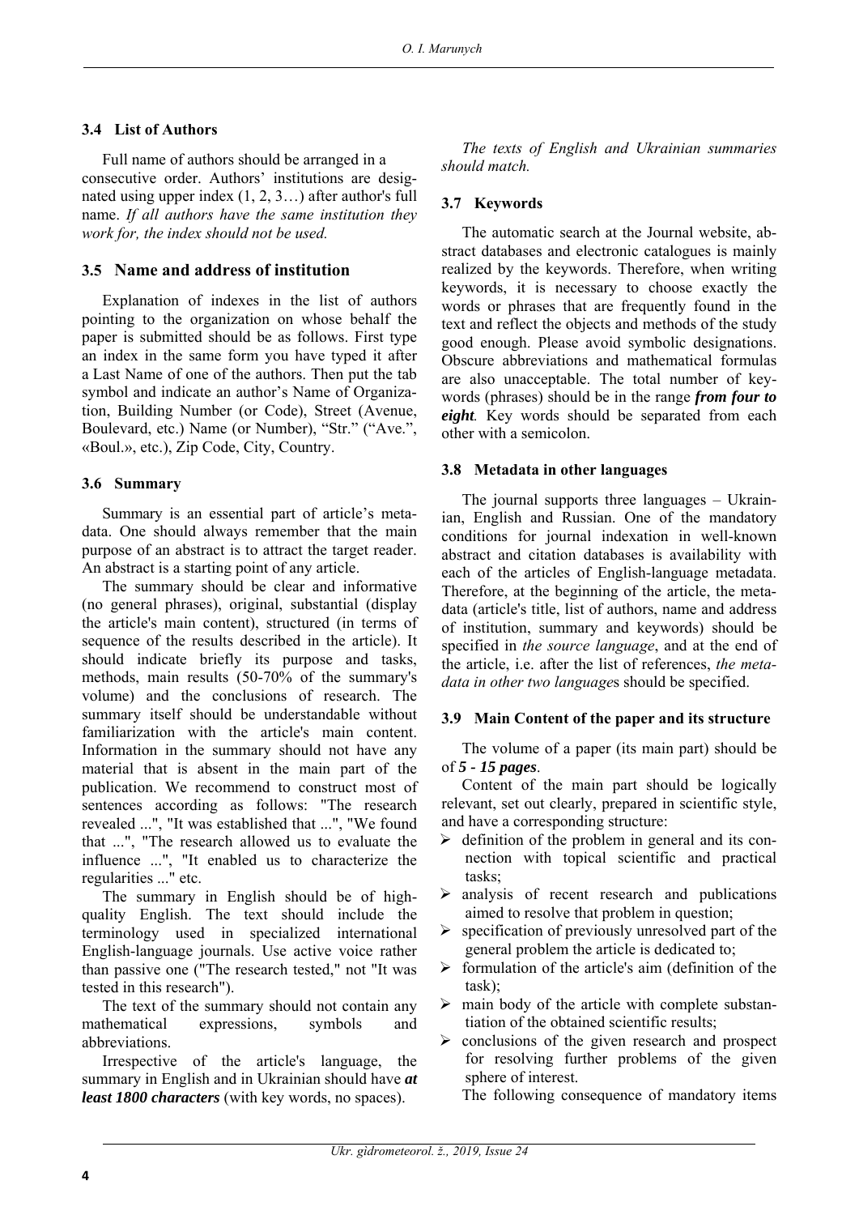### 3.4 List of Authors

Full name of authors should be arranged in a consecutive order. Authors' institutions are designated using upper index (1, 2, 3…) after author's full name. *If all authors have the same institution they work for, the index should not be used.*

### 3.5 Name and address of institution

Explanation of indexes in the list of authors pointing to the organization on whose behalf the paper is submitted should be as follows. First type an index in the same form you have typed it after a Last Name of one of the authors. Then put the tab symbol and indicate an author's Name of Organization, Building Number (or Code), Street (Avenue, Boulevard, etc.) Name (or Number), "Str." ("Ave.", «Boul.», etc.), Zip Code, City, Country.

### 3.6 Summary

Summary is an essential part of article's metadata. One should always remember that the main purpose of an abstract is to attract the target reader. An abstract is a starting point of any article.

The summary should be clear and informative (no general phrases), original, substantial (display the article's main content), structured (in terms of sequence of the results described in the article). It should indicate briefly its purpose and tasks, methods, main results (50-70% of the summary's volume) and the conclusions of research. The summary itself should be understandable without familiarization with the article's main content. Information in the summary should not have any material that is absent in the main part of the publication. We recommend to construct most of sentences according as follows: "The research revealed ...", "It was established that ...", "We found that ...", "The research allowed us to evaluate the influence ...", "It enabled us to characterize the regularities ..." etc.

The summary in English should be of high-quality English. The text should include the terminology used in specialized international English-language journals. Use active voice rather than passive one ("The research tested," not "It was tested in this research").

The text of the summary should not contain any mathematical expressions, symbols and abbreviations.

Irrespective of the article's language, the summary in English and in Ukrainian should have ***at least 1800 characters*** (with key words, no spaces).

*The texts of English and Ukrainian summaries should match.*

### 3.7 Keywords

The automatic search at the Journal website, abstract databases and electronic catalogues is mainly realized by the keywords. Therefore, when writing keywords, it is necessary to choose exactly the words or phrases that are frequently found in the text and reflect the objects and methods of the study good enough. Please avoid symbolic designations. Obscure abbreviations and mathematical formulas are also unacceptable. The total number of keywords (phrases) should be in the range ***from four to eight***. Key words should be separated from each other with a semicolon.

### 3.8 Metadata in other languages

The journal supports three languages – Ukrainian, English and Russian. One of the mandatory conditions for journal indexation in well-known abstract and citation databases is availability with each of the articles of English-language metadata. Therefore, at the beginning of the article, the metadata (article's title, list of authors, name and address of institution, summary and keywords) should be specified in *the source language*, and at the end of the article, i.e. after the list of references, *the metadata in other two language*s should be specified.

### 3.9 Main Content of the paper and its structure

The volume of a paper (its main part) should be of ***5 - 15 pages***.

Content of the main part should be logically relevant, set out clearly, prepared in scientific style, and have a corresponding structure:

- definition of the problem in general and its connection with topical scientific and practical tasks;
- analysis of recent research and publications aimed to resolve that problem in question;
- specification of previously unresolved part of the general problem the article is dedicated to;
- formulation of the article's aim (definition of the task);
- main body of the article with complete substantiation of the obtained scientific results;
- conclusions of the given research and prospect for resolving further problems of the given sphere of interest.

The following consequence of mandatory items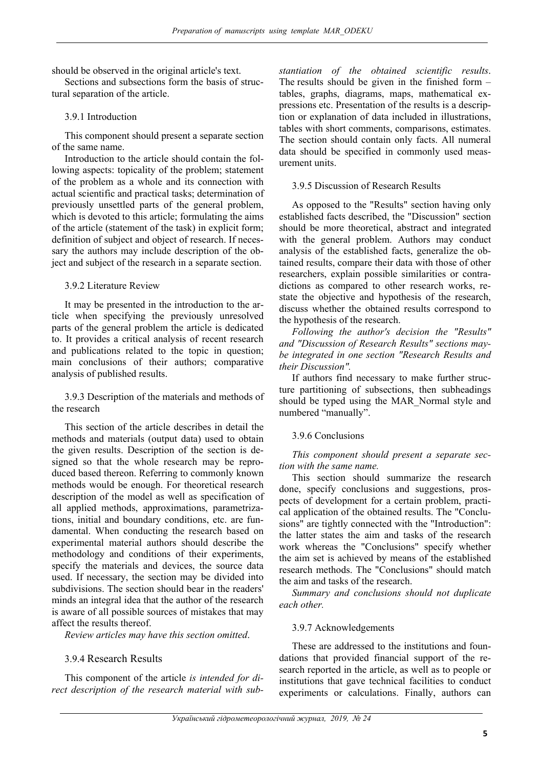should be observed in the original article's text.

Sections and subsections form the basis of structural separation of the article.

### 3.9.1 Introduction

This component should present a separate section of the same name.

Introduction to the article should contain the following aspects: topicality of the problem; statement of the problem as a whole and its connection with actual scientific and practical tasks; determination of previously unsettled parts of the general problem, which is devoted to this article; formulating the aims of the article (statement of the task) in explicit form; definition of subject and object of research. If necessary the authors may include description of the object and subject of the research in a separate section.

### 3.9.2 Literature Review

It may be presented in the introduction to the article when specifying the previously unresolved parts of the general problem the article is dedicated to. It provides a critical analysis of recent research and publications related to the topic in question; main conclusions of their authors; comparative analysis of published results.

### 3.9.3 Description of the materials and methods of the research

This section of the article describes in detail the methods and materials (output data) used to obtain the given results. Description of the section is designed so that the whole research may be reproduced based thereon. Referring to commonly known methods would be enough. For theoretical research description of the model as well as specification of all applied methods, approximations, parametrizations, initial and boundary conditions, etc. are fundamental. When conducting the research based on experimental material authors should describe the methodology and conditions of their experiments, specify the materials and devices, the source data used. If necessary, the section may be divided into subdivisions. The section should bear in the readers' minds an integral idea that the author of the research is aware of all possible sources of mistakes that may affect the results thereof.

*Review articles may have this section omitted*.

### 3.9.4 Research Results

This component of the article *is intended for direct description of the research material with substantiation of the obtained scientific results*. The results should be given in the finished form – tables, graphs, diagrams, maps, mathematical expressions etc. Presentation of the results is a description or explanation of data included in illustrations, tables with short comments, comparisons, estimates. The section should contain only facts. All numeral data should be specified in commonly used measurement units.

### 3.9.5 Discussion of Research Results

As opposed to the "Results" section having only established facts described, the "Discussion" section should be more theoretical, abstract and integrated with the general problem. Authors may conduct analysis of the established facts, generalize the obtained results, compare their data with those of other researchers, explain possible similarities or contradictions as compared to other research works, restate the objective and hypothesis of the research, discuss whether the obtained results correspond to the hypothesis of the research.

*Following the author's decision the "Results" and "Discussion of Research Results" sections maybe integrated in one section "Research Results and their Discussion".*

If authors find necessary to make further structure partitioning of subsections, then subheadings should be typed using the MAR_Normal style and numbered "manually".

### 3.9.6 Conclusions

*This component should present a separate section with the same name.*

This section should summarize the research done, specify conclusions and suggestions, prospects of development for a certain problem, practical application of the obtained results. The "Conclusions" are tightly connected with the "Introduction": the latter states the aim and tasks of the research work whereas the "Conclusions" specify whether the aim set is achieved by means of the established research methods. The "Conclusions" should match the aim and tasks of the research.

*Summary and conclusions should not duplicate each other.*

### 3.9.7 Acknowledgements

These are addressed to the institutions and foundations that provided financial support of the research reported in the article, as well as to people or institutions that gave technical facilities to conduct experiments or calculations. Finally, authors can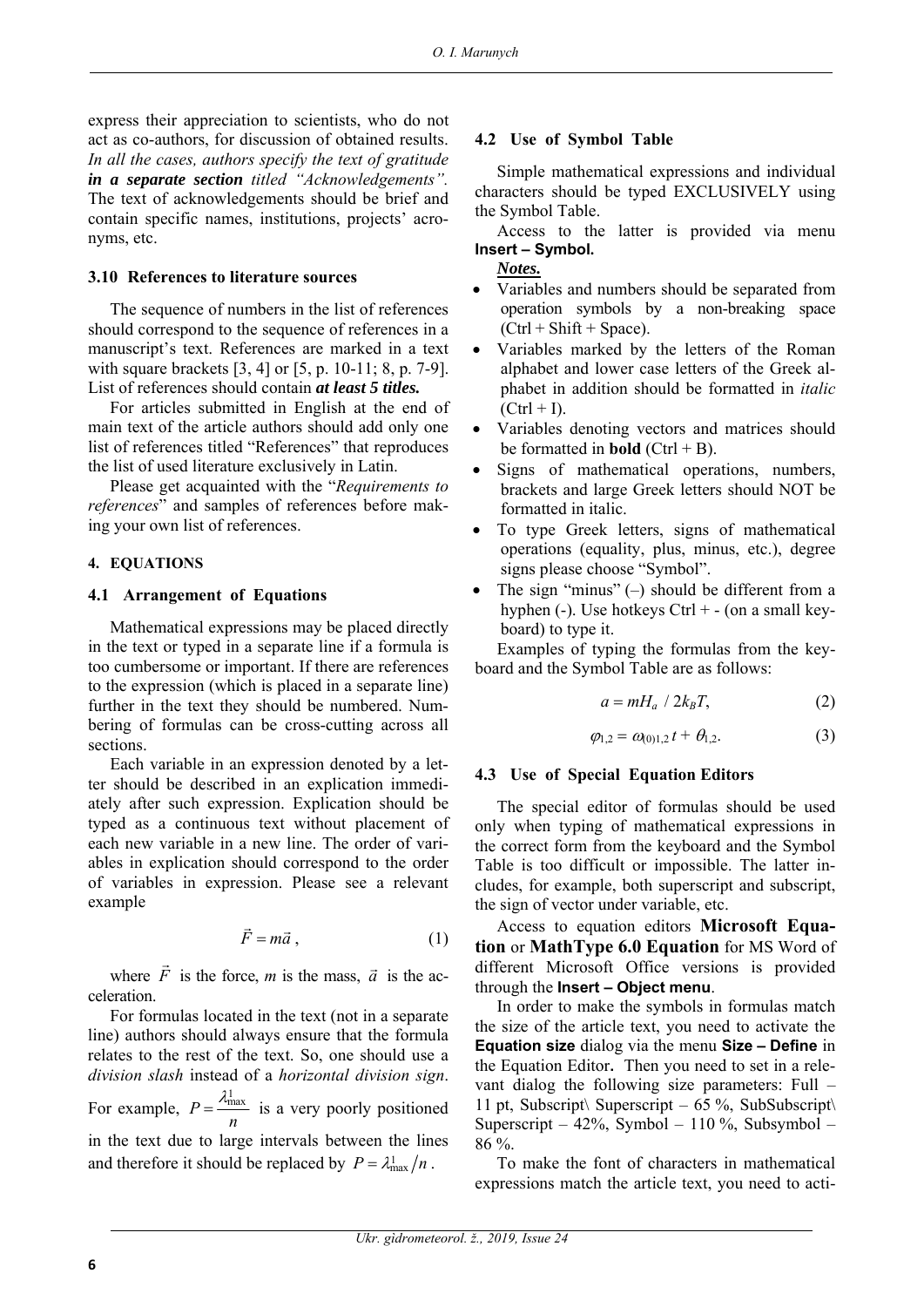express their appreciation to scientists, who do not act as co-authors, for discussion of obtained results. *In all the cases, authors specify the text of gratitude* ***in a separate section*** *titled "Acknowledgements".* The text of acknowledgements should be brief and contain specific names, institutions, projects' acronyms, etc.

### 3.10 References to literature sources

The sequence of numbers in the list of references should correspond to the sequence of references in a manuscript's text. References are marked in a text with square brackets [3, 4] or [5, p. 10-11; 8, p. 7-9]. List of references should contain ***at least 5 titles.***

For articles submitted in English at the end of main text of the article authors should add only one list of references titled "References" that reproduces the list of used literature exclusively in Latin.

Please get acquainted with the "*Requirements to references*" and samples of references before making your own list of references.

## 4. EQUATIONS

### 4.1 Arrangement of Equations

Mathematical expressions may be placed directly in the text or typed in a separate line if a formula is too cumbersome or important. If there are references to the expression (which is placed in a separate line) further in the text they should be numbered. Numbering of formulas can be cross-cutting across all sections.

Each variable in an expression denoted by a letter should be described in an explication immediately after such expression. Explication should be typed as a continuous text without placement of each new variable in a new line. The order of variables in explication should correspond to the order of variables in expression. Please see a relevant example

$$\vec{F} = m\vec{a}\,, \tag{1}$$

where $\vec{F}$ is the force, $m$ is the mass, $\vec{a}$ is the acceleration.

For formulas located in the text (not in a separate line) authors should always ensure that the formula relates to the rest of the text. So, one should use a *division slash* instead of a *horizontal division sign*. For example, $P = \dfrac{\lambda^1_{\max}}{n}$ is a very poorly positioned in the text due to large intervals between the lines and therefore it should be replaced by $P = \lambda^1_{\max}/n$.

### 4.2 Use of Symbol Table

Simple mathematical expressions and individual characters should be typed EXCLUSIVELY using the Symbol Table.

Access to the latter is provided via menu **Insert – Symbol.**

***Notes.***

- Variables and numbers should be separated from operation symbols by a non-breaking space (Ctrl + Shift + Space).
- Variables marked by the letters of the Roman alphabet and lower case letters of the Greek alphabet in addition should be formatted in *italic* (Ctrl + I).
- Variables denoting vectors and matrices should be formatted in **bold** (Ctrl + B).
- Signs of mathematical operations, numbers, brackets and large Greek letters should NOT be formatted in italic.
- To type Greek letters, signs of mathematical operations (equality, plus, minus, etc.), degree signs please choose "Symbol".
- The sign "minus" (–) should be different from a hyphen (-). Use hotkeys Ctrl + - (on a small keyboard) to type it.

Examples of typing the formulas from the keyboard and the Symbol Table are as follows:

$$a = mH_a \;/\; 2k_BT, \tag{2}$$

$$\varphi_{1,2} = \omega_{(0)1,2}\,t + \theta_{1,2}. \tag{3}$$

### 4.3 Use of Special Equation Editors

The special editor of formulas should be used only when typing of mathematical expressions in the correct form from the keyboard and the Symbol Table is too difficult or impossible. The latter includes, for example, both superscript and subscript, the sign of vector under variable, etc.

Access to equation editors **Microsoft Equation** or **MathType 6.0 Equation** for MS Word of different Microsoft Office versions is provided through the **Insert – Object menu**.

In order to make the symbols in formulas match the size of the article text, you need to activate the **Equation size** dialog via the menu **Size – Define** in the Equation Editor**.** Then you need to set in a relevant dialog the following size parameters: Full – 11 pt, Subscript\ Superscript – 65 %, SubSubscript\ Superscript – 42%, Symbol – 110 %, Subsymbol – 86 %.

To make the font of characters in mathematical expressions match the article text, you need to acti-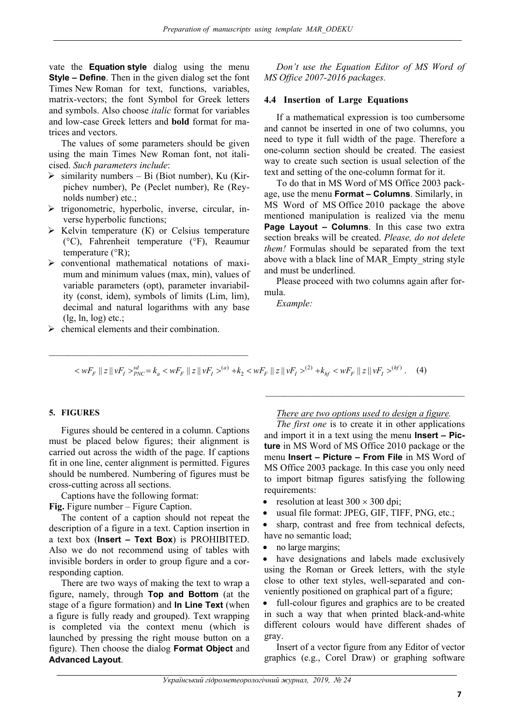vate the **Equation style** dialog using the menu **Style – Define**. Then in the given dialog set the font Times New Roman for text, functions, variables, matrix-vectors; the font Symbol for Greek letters and symbols. Also choose *italic* format for variables and low-case Greek letters and **bold** format for matrices and vectors.

The values of some parameters should be given using the main Times New Roman font, not italicised. *Such parameters include*:

- similarity numbers – Bi (Biot number), Ku (Kirpichev number), Pe (Peclet number), Re (Reynolds number) etc.;
- trigonometric, hyperbolic, inverse, circular, inverse hyperbolic functions;
- Kelvin temperature (K) or Celsius temperature (°C), Fahrenheit temperature (°F), Reaumur temperature (°R);
- conventional mathematical notations of maximum and minimum values (max, min), values of variable parameters (opt), parameter invariability (const, idem), symbols of limits (Lim, lim), decimal and natural logarithms with any base (lg, ln, log) etc.;
- chemical elements and their combination.

*Don't use the Equation Editor of MS Word of MS Office 2007-2016 packages.*

### 4.4 Insertion of Large Equations

If a mathematical expression is too cumbersome and cannot be inserted in one of two columns, you need to type it full width of the page. Therefore a one-column section should be created. The easiest way to create such section is usual selection of the text and setting of the one-column format for it.

To do that in MS Word of MS Office 2003 package, use the menu **Format – Columns**. Similarly, in MS Word of MS Office 2010 package the above mentioned manipulation is realized via the menu **Page Layout – Columns**. In this case two extra section breaks will be created. *Please, do not delete them!* Formulas should be separated from the text above with a black line of MAR_Empty_string style and must be underlined.

Please proceed with two columns again after formula.

*Example:*

---

$$< wF_F \,||\, z \,||\, vF_I >^{sd}_{PNC} = k_a < wF_F \,||\, z \,||\, vF_I >^{(a)} + k_2 < wF_F \,||\, z \,||\, vF_I >^{(2)} + k_{hf} < wF_F \,||\, z \,||\, vF_I >^{(hf)} . \quad (4)$$

---

## 5. FIGURES

Figures should be centered in a column. Captions must be placed below figures; their alignment is carried out across the width of the page. If captions fit in one line, center alignment is permitted. Figures should be numbered. Numbering of figures must be cross-cutting across all sections.

Captions have the following format:

**Fig.** Figure number – Figure Caption.

The content of a caption should not repeat the description of a figure in a text. Caption insertion in a text box (**Insert – Text Box**) is PROHIBITED. Also we do not recommend using of tables with invisible borders in order to group figure and a corresponding caption.

There are two ways of making the text to wrap a figure, namely, through **Top and Bottom** (at the stage of a figure formation) and **In Line Text** (when a figure is fully ready and grouped). Text wrapping is completed via the context menu (which is launched by pressing the right mouse button on a figure). Then choose the dialog **Format Object** and **Advanced Layout**.

<u>*There are two options used to design a figure.*</u>

*The first one* is to create it in other applications and import it in a text using the menu **Insert – Picture** in MS Word of MS Office 2010 package or the menu **Insert – Picture – From File** in MS Word of MS Office 2003 package. In this case you only need to import bitmap figures satisfying the following requirements:

- resolution at least 300 × 300 dpi;
- usual file format: JPEG, GIF, TIFF, PNG, etc.;
- sharp, contrast and free from technical defects, have no semantic load;
- no large margins;
- have designations and labels made exclusively using the Roman or Greek letters, with the style close to other text styles, well-separated and conveniently positioned on graphical part of a figure;
- full-colour figures and graphics are to be created in such a way that when printed black-and-white different colours would have different shades of gray.

Insert of a vector figure from any Editor of vector graphics (e.g., Corel Draw) or graphing software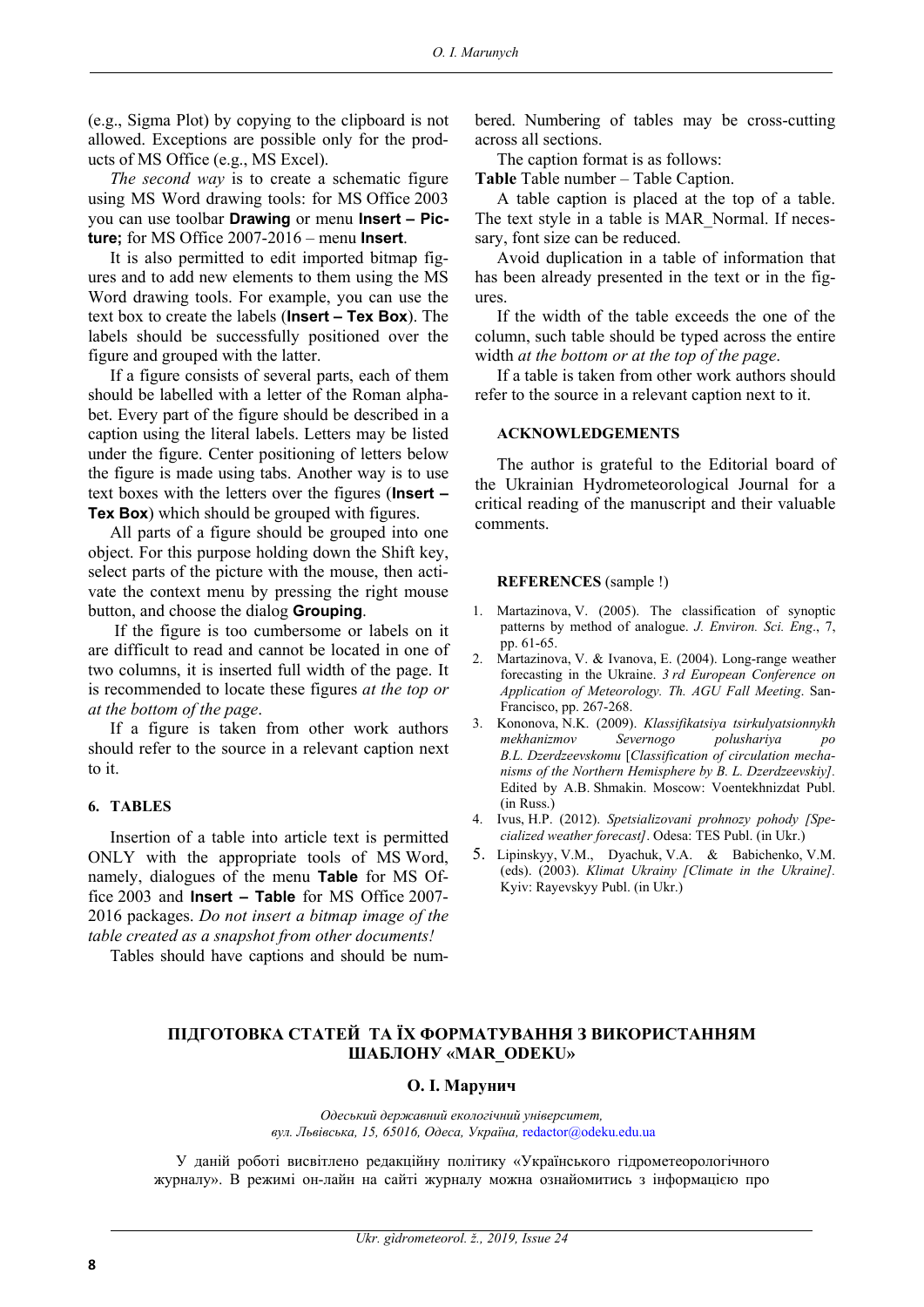(e.g., Sigma Plot) by copying to the clipboard is not allowed. Exceptions are possible only for the products of MS Office (e.g., MS Excel).

*The second way* is to create a schematic figure using MS Word drawing tools: for MS Office 2003 you can use toolbar **Drawing** or menu **Insert – Picture;** for MS Office 2007-2016 – menu **Insert**.

It is also permitted to edit imported bitmap figures and to add new elements to them using the MS Word drawing tools. For example, you can use the text box to create the labels (**Insert – Tex Box**). The labels should be successfully positioned over the figure and grouped with the latter.

If a figure consists of several parts, each of them should be labelled with a letter of the Roman alphabet. Every part of the figure should be described in a caption using the literal labels. Letters may be listed under the figure. Center positioning of letters below the figure is made using tabs. Another way is to use text boxes with the letters over the figures (**Insert – Tex Box**) which should be grouped with figures.

All parts of a figure should be grouped into one object. For this purpose holding down the Shift key, select parts of the picture with the mouse, then activate the context menu by pressing the right mouse button, and choose the dialog **Grouping**.

If the figure is too cumbersome or labels on it are difficult to read and cannot be located in one of two columns, it is inserted full width of the page. It is recommended to locate these figures *at the top or at the bottom of the page*.

If a figure is taken from other work authors should refer to the source in a relevant caption next to it.

## 6. TABLES

Insertion of a table into article text is permitted ONLY with the appropriate tools of MS Word, namely, dialogues of the menu **Table** for MS Office 2003 and **Insert – Table** for MS Office 2007-2016 packages. *Do not insert a bitmap image of the table created as a snapshot from other documents!*

Tables should have captions and should be numbered. Numbering of tables may be cross-cutting across all sections.

The caption format is as follows:

**Table** Table number – Table Caption.

A table caption is placed at the top of a table. The text style in a table is MAR_Normal. If necessary, font size can be reduced.

Avoid duplication in a table of information that has been already presented in the text or in the figures.

If the width of the table exceeds the one of the column, such table should be typed across the entire width *at the bottom or at the top of the page*.

If a table is taken from other work authors should refer to the source in a relevant caption next to it.

## ACKNOWLEDGEMENTS

The author is grateful to the Editorial board of the Ukrainian Hydrometeorological Journal for a critical reading of the manuscript and their valuable comments.

## REFERENCES (sample !)

1. Martazinova, V. (2005). The classification of synoptic patterns by method of analogue. *J. Environ. Sci. Eng*., 7, pp. 61-65.
2. Martazinova, V. & Ivanova, E. (2004). Long-range weather forecasting in the Ukraine. *3 rd European Conference on Application of Meteorology. Th. AGU Fall Meeting*. San-Francisco, pp. 267-268.
3. Kononova, N.K. (2009). *Klassifikatsiya tsirkulyatsionnykh mekhanizmov Severnogo polushariya po B.L. Dzerdzeevskomu* [*Classification of circulation mechanisms of the Northern Hemisphere by B. L. Dzerdzeevskiy]*. Edited by A.B. Shmakin. Moscow: Voentekhnizdat Publ. (in Russ.)
4. Ivus, H.P. (2012). *Spetsializovani prohnozy pohody [Specialized weather forecast]*. Odesa: TES Publ. (in Ukr.)
5. Lipinskyy, V.M., Dyachuk, V.A. & Babichenko, V.M. (eds). (2003). *Klimat Ukrainy [Climate in the Ukraine]*. Kyiv: Rayevskyy Publ. (in Ukr.)

## ПІДГОТОВКА СТАТЕЙ ТА ЇХ ФОРМАТУВАННЯ З ВИКОРИСТАННЯМ ШАБЛОНУ «MAR_ODEKU»

**О. І. Марунич**

*Одеський державний екологічний університет,*
*вул. Львівська, 15, 65016, Одеса, Україна,* redactor@odeku.edu.ua

У даній роботі висвітлено редакційну політику «Українського гідрометеорологічного журналу». В режимі он-лайн на сайті журналу можна ознайомитись з інформацією про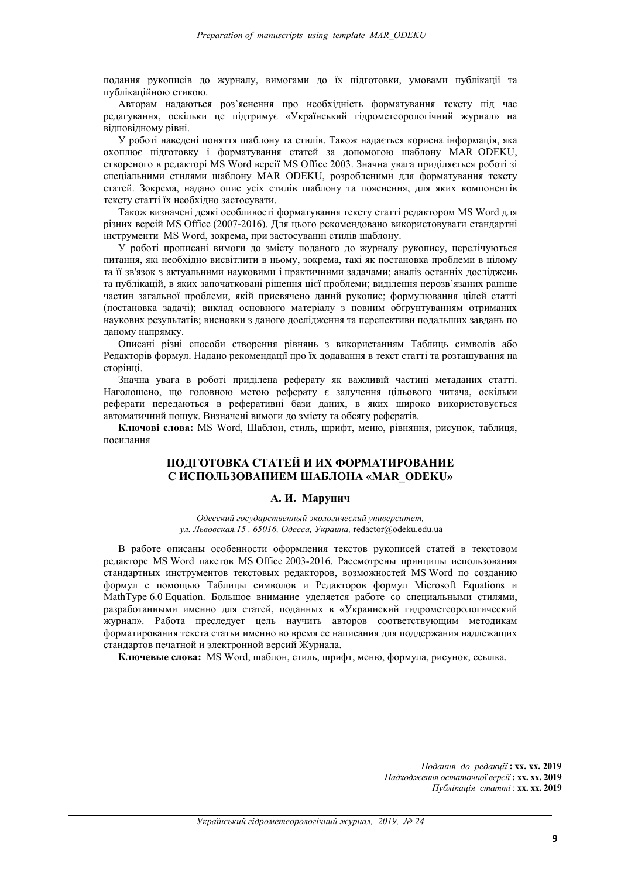подання рукописів до журналу, вимогами до їх підготовки, умовами публікації та публікаційною етикою.

Авторам надаються роз'яснення про необхідність форматування тексту під час редагування, оскільки це підтримує «Український гідрометеорологічний журнал» на відповідному рівні.

У роботі наведені поняття шаблону та стилів. Також надається корисна інформація, яка охоплює підготовку і форматування статей за допомогою шаблону MAR_ODEKU, створеного в редакторі MS Word версії MS Office 2003. Значна увага приділяється роботі зі спеціальними стилями шаблону MAR_ODEKU, розробленими для форматування тексту статей. Зокрема, надано опис усіх стилів шаблону та пояснення, для яких компонентів тексту статті їх необхідно застосувати.

Також визначені деякі особливості форматування тексту статті редактором MS Word для різних версій MS Office (2007-2016). Для цього рекомендовано використовувати стандартні інструменти MS Word, зокрема, при застосуванні стилів шаблону.

У роботі прописані вимоги до змісту поданого до журналу рукопису, перелічуються питання, які необхідно висвітлити в ньому, зокрема, такі як постановка проблеми в цілому та її зв'язок з актуальними науковими і практичними задачами; аналіз останніх досліджень та публікацій, в яких започатковані рішення цієї проблеми; виділення нерозв'язаних раніше частин загальної проблеми, якій присвячено даний рукопис; формулювання цілей статті (постановка задачі); виклад основного матеріалу з повним обґрунтуванням отриманих наукових результатів; висновки з даного дослідження та перспективи подальших завдань по даному напрямку.

Описані різні способи створення рівнянь з використанням Таблиць символів або Редакторів формул. Надано рекомендації про їх додавання в текст статті та розташування на сторінці.

Значна увага в роботі приділена реферату як важливій частині метаданих статті. Наголошено, що головною метою реферату є залучення цільового читача, оскільки реферати передаються в реферативні бази даних, в яких широко використовується автоматичний пошук. Визначені вимоги до змісту та обсягу рефератів.

**Ключові слова:** MS Word, Шаблон, стиль, шрифт, меню, рівняння, рисунок, таблиця, посилання

## ПОДГОТОВКА СТАТЕЙ И ИХ ФОРМАТИРОВАНИЕ С ИСПОЛЬЗОВАНИЕМ ШАБЛОНА «MAR_ODEKU»

**А. И. Марунич**

*Одесский государственный экологический университет, ул. Львовская,15 , 65016, Одесса, Украина,* redactor@odeku.edu.ua

В работе описаны особенности оформления текстов рукописей статей в текстовом редакторе MS Word пакетов MS Office 2003-2016. Рассмотрены принципы использования стандартных инструментов текстовых редакторов, возможностей MS Word по созданию формул с помощью Таблицы символов и Редакторов формул Microsoft Equations и MathType 6.0 Equation. Большое внимание уделяется работе со специальными стилями, разработанными именно для статей, поданных в «Украинский гидрометеорологический журнал». Работа преследует цель научить авторов соответствующим методикам форматирования текста статьи именно во время ее написания для поддержания надлежащих стандартов печатной и электронной версий Журнала.

**Ключевые слова:** MS Word, шаблон, стиль, шрифт, меню, формула, рисунок, ссылка.

*Подання до редакції* **: xx. xx. 2019**
*Надходження остаточної версії* **: xx. xx. 2019**
*Публікація статті* : **xx. xx. 2019**